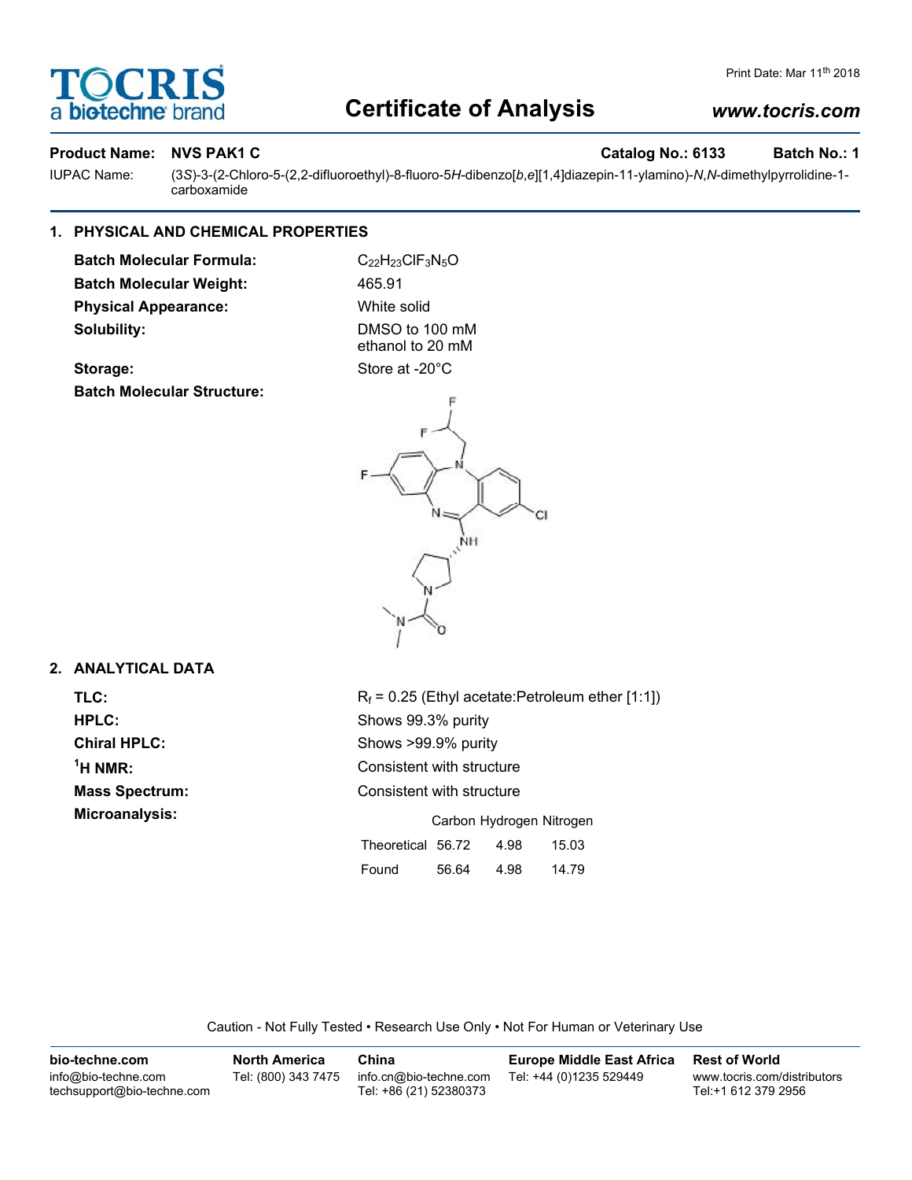# Certificate of Analysis

**Product Name: NVS PAK1 C** **Catalog No.: 6133** **Batch No.: 1**

IUPAC Name: (3*S*)-3-(2-Chloro-5-(2,2-difluoroethyl)-8-fluoro-5*H*-dibenzo[*b*,*e*][1,4]diazepin-11-ylamino)-*N*,*N*-dimethylpyrrolidine-1-carboxamide

## 1. PHYSICAL AND CHEMICAL PROPERTIES

**Batch Molecular Formula:** $C_{22}H_{23}ClF_3N_5O$

**Batch Molecular Weight:** 465.91

**Physical Appearance:** White solid

**Solubility:** DMSO to 100 mM
ethanol to 20 mM

**Storage:** Store at -20°C

**Batch Molecular Structure:**

## 2. ANALYTICAL DATA

**TLC:** $R_f$ = 0.25 (Ethyl acetate:Petroleum ether [1:1])

**HPLC:** Shows 99.3% purity

**Chiral HPLC:** Shows >99.9% purity

**$^1$H NMR:** Consistent with structure

**Mass Spectrum:** Consistent with structure

**Microanalysis:**

| | Carbon | Hydrogen | Nitrogen |
|---|---|---|---|
| Theoretical | 56.72 | 4.98 | 15.03 |
| Found | 56.64 | 4.98 | 14.79 |

Caution - Not Fully Tested • Research Use Only • Not For Human or Veterinary Use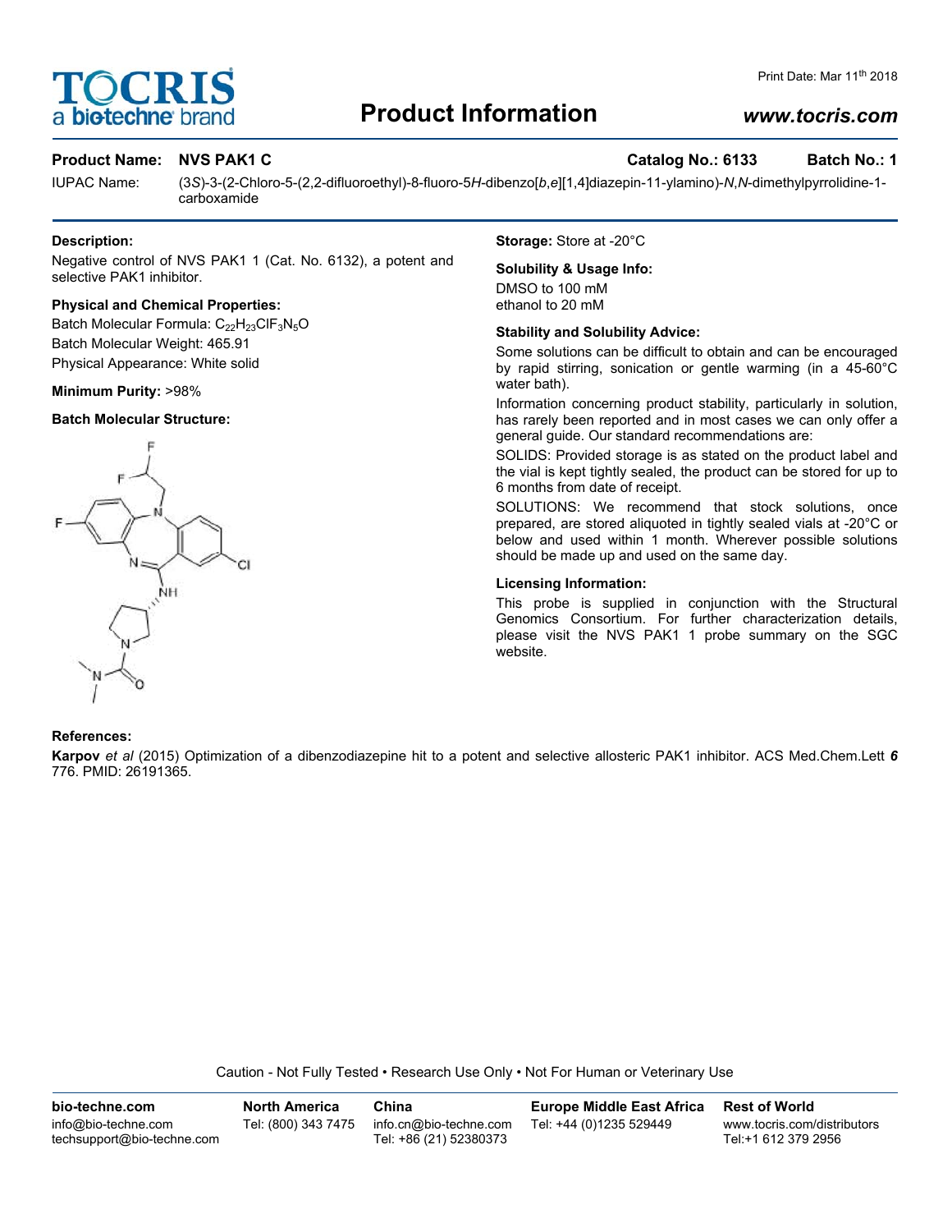Print Date: Mar 11th 2018

# Product Information

*www.tocris.com*

**Product Name: NVS PAK1 C** **Catalog No.: 6133** **Batch No.: 1**

IUPAC Name: (3*S*)-3-(2-Chloro-5-(2,2-difluoroethyl)-8-fluoro-5*H*-dibenzo[*b*,*e*][1,4]diazepin-11-ylamino)-*N*,*N*-dimethylpyrrolidine-1-carboxamide

### Description:

Negative control of NVS PAK1 1 (Cat. No. 6132), a potent and selective PAK1 inhibitor.

### Physical and Chemical Properties:

Batch Molecular Formula: $C_{22}H_{23}ClF_3N_5O$

Batch Molecular Weight: 465.91

Physical Appearance: White solid

**Minimum Purity:** >98%

### Batch Molecular Structure:

**Storage:** Store at -20°C

### Solubility & Usage Info:

DMSO to 100 mM
ethanol to 20 mM

### Stability and Solubility Advice:

Some solutions can be difficult to obtain and can be encouraged by rapid stirring, sonication or gentle warming (in a 45-60°C water bath).

Information concerning product stability, particularly in solution, has rarely been reported and in most cases we can only offer a general guide. Our standard recommendations are:

SOLIDS: Provided storage is as stated on the product label and the vial is kept tightly sealed, the product can be stored for up to 6 months from date of receipt.

SOLUTIONS: We recommend that stock solutions, once prepared, are stored aliquoted in tightly sealed vials at -20°C or below and used within 1 month. Wherever possible solutions should be made up and used on the same day.

### Licensing Information:

This probe is supplied in conjunction with the Structural Genomics Consortium. For further characterization details, please visit the NVS PAK1 1 probe summary on the SGC website.

### References:

**Karpov** *et al* (2015) Optimization of a dibenzodiazepine hit to a potent and selective allosteric PAK1 inhibitor. ACS Med.Chem.Lett ***6*** 776. PMID: 26191365.

Caution - Not Fully Tested • Research Use Only • Not For Human or Veterinary Use

**bio-techne.com**
info@bio-techne.com
techsupport@bio-techne.com

**North America**
Tel: (800) 343 7475

**China**
info.cn@bio-techne.com
Tel: +86 (21) 52380373

**Europe Middle East Africa**
Tel: +44 (0)1235 529449

**Rest of World**
www.tocris.com/distributors
Tel:+1 612 379 2956